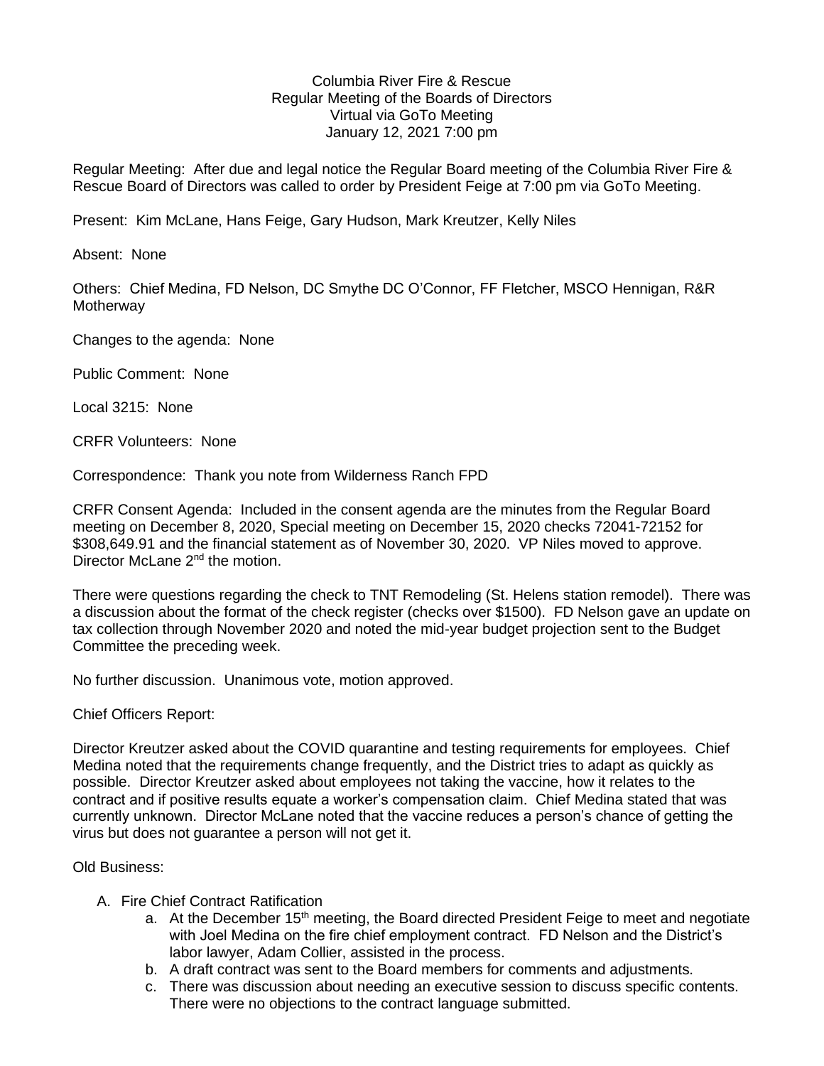Columbia River Fire & Rescue
Regular Meeting of the Boards of Directors
Virtual via GoTo Meeting
January 12, 2021 7:00 pm

Regular Meeting: After due and legal notice the Regular Board meeting of the Columbia River Fire & Rescue Board of Directors was called to order by President Feige at 7:00 pm via GoTo Meeting.

Present: Kim McLane, Hans Feige, Gary Hudson, Mark Kreutzer, Kelly Niles

Absent: None

Others: Chief Medina, FD Nelson, DC Smythe DC O'Connor, FF Fletcher, MSCO Hennigan, R&R Motherway

Changes to the agenda: None

Public Comment: None

Local 3215: None

CRFR Volunteers: None

Correspondence: Thank you note from Wilderness Ranch FPD

CRFR Consent Agenda: Included in the consent agenda are the minutes from the Regular Board meeting on December 8, 2020, Special meeting on December 15, 2020 checks 72041-72152 for $308,649.91 and the financial statement as of November 30, 2020. VP Niles moved to approve. Director McLane 2nd the motion.

There were questions regarding the check to TNT Remodeling (St. Helens station remodel). There was a discussion about the format of the check register (checks over $1500). FD Nelson gave an update on tax collection through November 2020 and noted the mid-year budget projection sent to the Budget Committee the preceding week.

No further discussion. Unanimous vote, motion approved.

Chief Officers Report:

Director Kreutzer asked about the COVID quarantine and testing requirements for employees. Chief Medina noted that the requirements change frequently, and the District tries to adapt as quickly as possible. Director Kreutzer asked about employees not taking the vaccine, how it relates to the contract and if positive results equate a worker's compensation claim. Chief Medina stated that was currently unknown. Director McLane noted that the vaccine reduces a person's chance of getting the virus but does not guarantee a person will not get it.

Old Business:

A. Fire Chief Contract Ratification
    a. At the December 15th meeting, the Board directed President Feige to meet and negotiate with Joel Medina on the fire chief employment contract. FD Nelson and the District's labor lawyer, Adam Collier, assisted in the process.
    b. A draft contract was sent to the Board members for comments and adjustments.
    c. There was discussion about needing an executive session to discuss specific contents. There were no objections to the contract language submitted.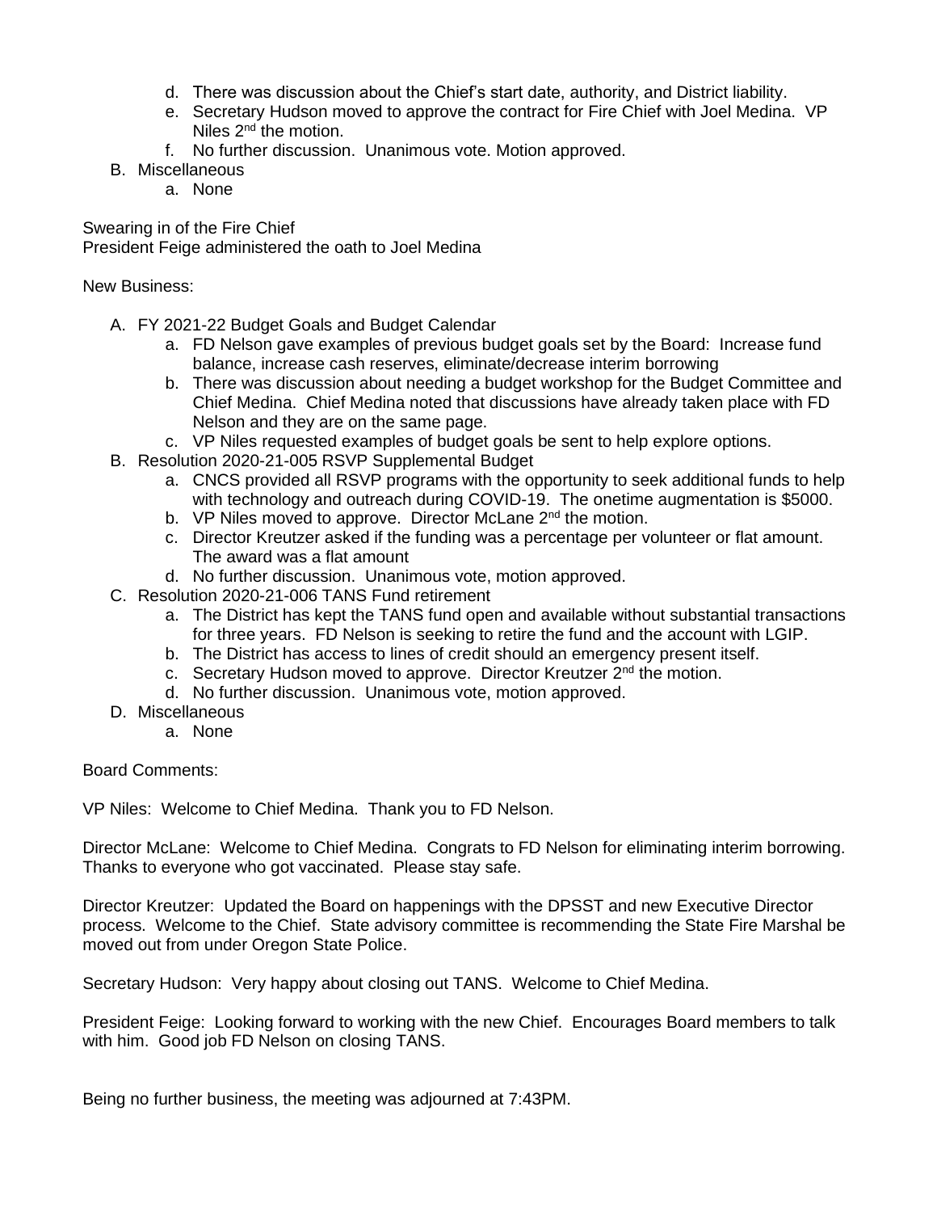d. There was discussion about the Chief's start date, authority, and District liability.
   e. Secretary Hudson moved to approve the contract for Fire Chief with Joel Medina. VP Niles 2nd the motion.
   f. No further discussion. Unanimous vote. Motion approved.

B. Miscellaneous
   a. None

Swearing in of the Fire Chief
President Feige administered the oath to Joel Medina

New Business:

A. FY 2021-22 Budget Goals and Budget Calendar
   a. FD Nelson gave examples of previous budget goals set by the Board: Increase fund balance, increase cash reserves, eliminate/decrease interim borrowing
   b. There was discussion about needing a budget workshop for the Budget Committee and Chief Medina. Chief Medina noted that discussions have already taken place with FD Nelson and they are on the same page.
   c. VP Niles requested examples of budget goals be sent to help explore options.
B. Resolution 2020-21-005 RSVP Supplemental Budget
   a. CNCS provided all RSVP programs with the opportunity to seek additional funds to help with technology and outreach during COVID-19. The onetime augmentation is $5000.
   b. VP Niles moved to approve. Director McLane 2nd the motion.
   c. Director Kreutzer asked if the funding was a percentage per volunteer or flat amount. The award was a flat amount
   d. No further discussion. Unanimous vote, motion approved.
C. Resolution 2020-21-006 TANS Fund retirement
   a. The District has kept the TANS fund open and available without substantial transactions for three years. FD Nelson is seeking to retire the fund and the account with LGIP.
   b. The District has access to lines of credit should an emergency present itself.
   c. Secretary Hudson moved to approve. Director Kreutzer 2nd the motion.
   d. No further discussion. Unanimous vote, motion approved.
D. Miscellaneous
   a. None

Board Comments:

VP Niles: Welcome to Chief Medina. Thank you to FD Nelson.

Director McLane: Welcome to Chief Medina. Congrats to FD Nelson for eliminating interim borrowing. Thanks to everyone who got vaccinated. Please stay safe.

Director Kreutzer: Updated the Board on happenings with the DPSST and new Executive Director process. Welcome to the Chief. State advisory committee is recommending the State Fire Marshal be moved out from under Oregon State Police.

Secretary Hudson: Very happy about closing out TANS. Welcome to Chief Medina.

President Feige: Looking forward to working with the new Chief. Encourages Board members to talk with him. Good job FD Nelson on closing TANS.

Being no further business, the meeting was adjourned at 7:43PM.